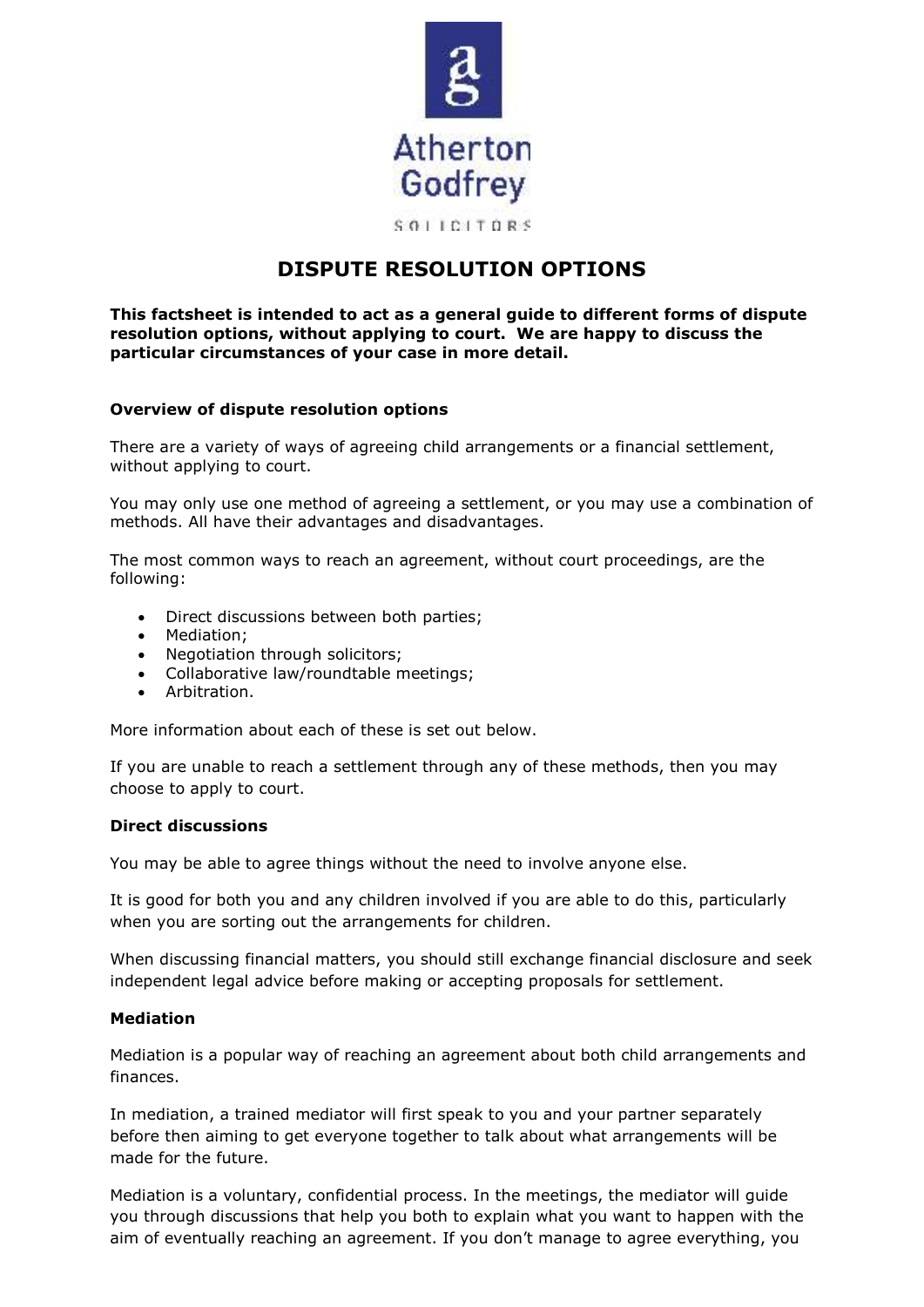Atherton Godfrey

SOLICITORS

# DISPUTE RESOLUTION OPTIONS

**This factsheet is intended to act as a general guide to different forms of dispute resolution options, without applying to court. We are happy to discuss the particular circumstances of your case in more detail.**

### Overview of dispute resolution options

There are a variety of ways of agreeing child arrangements or a financial settlement, without applying to court.

You may only use one method of agreeing a settlement, or you may use a combination of methods. All have their advantages and disadvantages.

The most common ways to reach an agreement, without court proceedings, are the following:

- Direct discussions between both parties;
- Mediation;
- Negotiation through solicitors;
- Collaborative law/roundtable meetings;
- Arbitration.

More information about each of these is set out below.

If you are unable to reach a settlement through any of these methods, then you may choose to apply to court.

### Direct discussions

You may be able to agree things without the need to involve anyone else.

It is good for both you and any children involved if you are able to do this, particularly when you are sorting out the arrangements for children.

When discussing financial matters, you should still exchange financial disclosure and seek independent legal advice before making or accepting proposals for settlement.

### Mediation

Mediation is a popular way of reaching an agreement about both child arrangements and finances.

In mediation, a trained mediator will first speak to you and your partner separately before then aiming to get everyone together to talk about what arrangements will be made for the future.

Mediation is a voluntary, confidential process. In the meetings, the mediator will guide you through discussions that help you both to explain what you want to happen with the aim of eventually reaching an agreement. If you don't manage to agree everything, you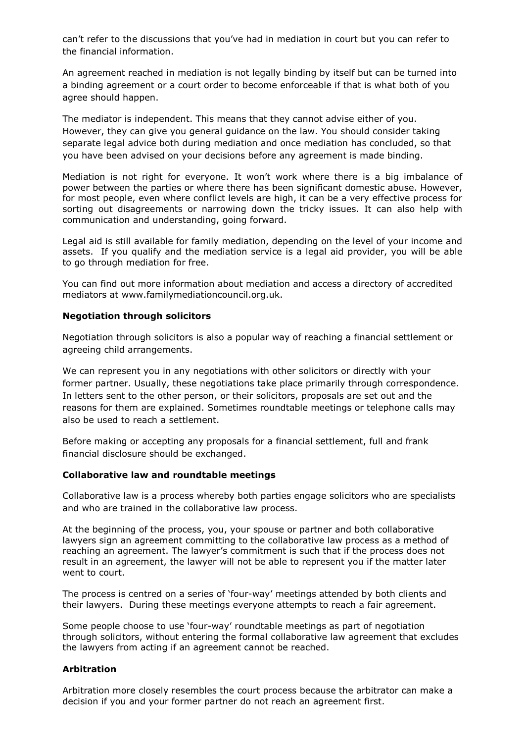can't refer to the discussions that you've had in mediation in court but you can refer to the financial information.

An agreement reached in mediation is not legally binding by itself but can be turned into a binding agreement or a court order to become enforceable if that is what both of you agree should happen.

The mediator is independent. This means that they cannot advise either of you. However, they can give you general guidance on the law. You should consider taking separate legal advice both during mediation and once mediation has concluded, so that you have been advised on your decisions before any agreement is made binding.

Mediation is not right for everyone. It won't work where there is a big imbalance of power between the parties or where there has been significant domestic abuse. However, for most people, even where conflict levels are high, it can be a very effective process for sorting out disagreements or narrowing down the tricky issues. It can also help with communication and understanding, going forward.

Legal aid is still available for family mediation, depending on the level of your income and assets. If you qualify and the mediation service is a legal aid provider, you will be able to go through mediation for free.

You can find out more information about mediation and access a directory of accredited mediators at www.familymediationcouncil.org.uk.

**Negotiation through solicitors**

Negotiation through solicitors is also a popular way of reaching a financial settlement or agreeing child arrangements.

We can represent you in any negotiations with other solicitors or directly with your former partner. Usually, these negotiations take place primarily through correspondence. In letters sent to the other person, or their solicitors, proposals are set out and the reasons for them are explained. Sometimes roundtable meetings or telephone calls may also be used to reach a settlement.

Before making or accepting any proposals for a financial settlement, full and frank financial disclosure should be exchanged.

**Collaborative law and roundtable meetings**

Collaborative law is a process whereby both parties engage solicitors who are specialists and who are trained in the collaborative law process.

At the beginning of the process, you, your spouse or partner and both collaborative lawyers sign an agreement committing to the collaborative law process as a method of reaching an agreement. The lawyer's commitment is such that if the process does not result in an agreement, the lawyer will not be able to represent you if the matter later went to court.

The process is centred on a series of 'four-way' meetings attended by both clients and their lawyers. During these meetings everyone attempts to reach a fair agreement.

Some people choose to use 'four-way' roundtable meetings as part of negotiation through solicitors, without entering the formal collaborative law agreement that excludes the lawyers from acting if an agreement cannot be reached.

**Arbitration**

Arbitration more closely resembles the court process because the arbitrator can make a decision if you and your former partner do not reach an agreement first.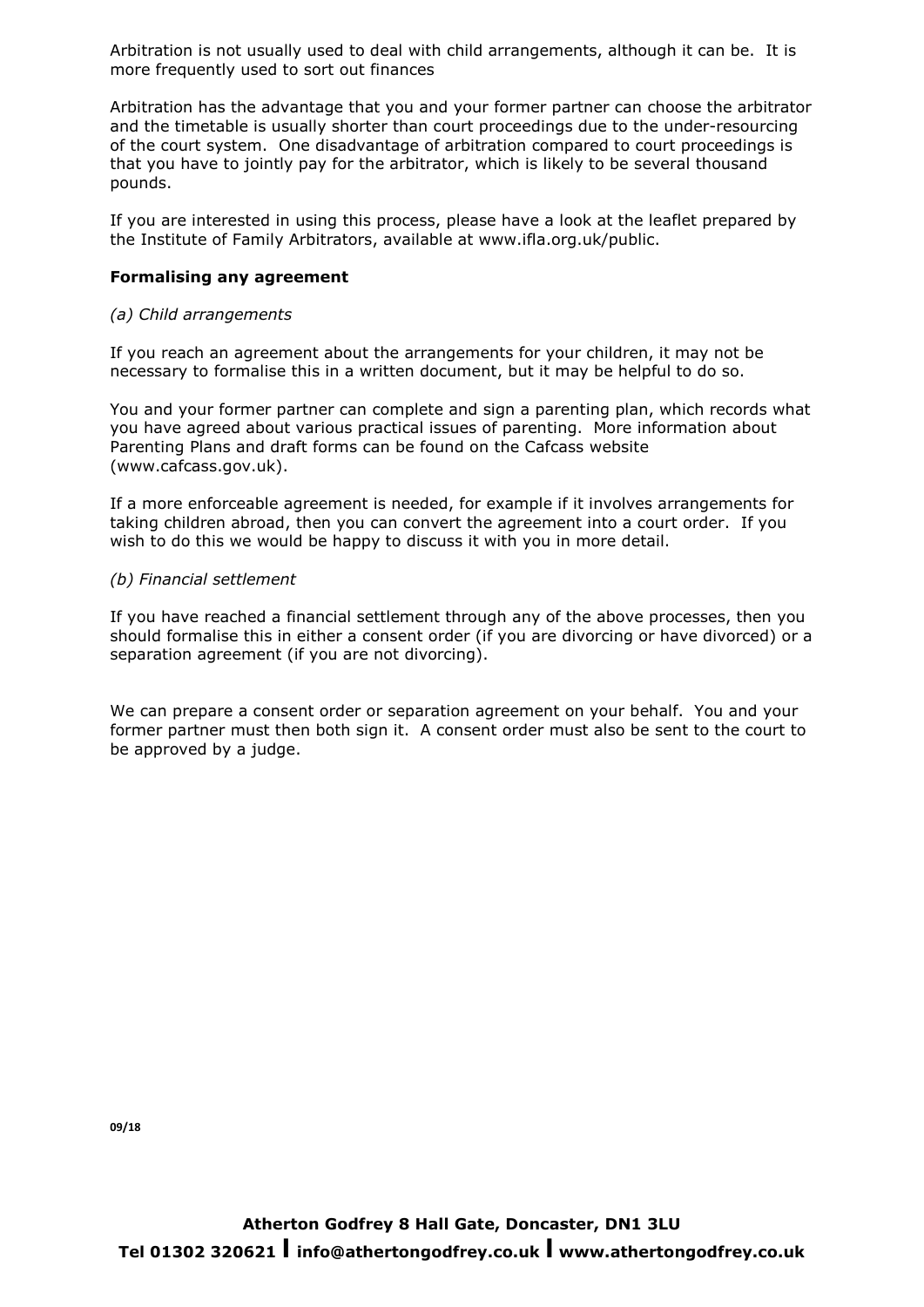Arbitration is not usually used to deal with child arrangements, although it can be. It is more frequently used to sort out finances

Arbitration has the advantage that you and your former partner can choose the arbitrator and the timetable is usually shorter than court proceedings due to the under-resourcing of the court system. One disadvantage of arbitration compared to court proceedings is that you have to jointly pay for the arbitrator, which is likely to be several thousand pounds.

If you are interested in using this process, please have a look at the leaflet prepared by the Institute of Family Arbitrators, available at www.ifla.org.uk/public.

**Formalising any agreement**

*(a) Child arrangements*

If you reach an agreement about the arrangements for your children, it may not be necessary to formalise this in a written document, but it may be helpful to do so.

You and your former partner can complete and sign a parenting plan, which records what you have agreed about various practical issues of parenting. More information about Parenting Plans and draft forms can be found on the Cafcass website (www.cafcass.gov.uk).

If a more enforceable agreement is needed, for example if it involves arrangements for taking children abroad, then you can convert the agreement into a court order. If you wish to do this we would be happy to discuss it with you in more detail.

*(b) Financial settlement*

If you have reached a financial settlement through any of the above processes, then you should formalise this in either a consent order (if you are divorcing or have divorced) or a separation agreement (if you are not divorcing).

We can prepare a consent order or separation agreement on your behalf. You and your former partner must then both sign it. A consent order must also be sent to the court to be approved by a judge.

**09/18**

**Atherton Godfrey 8 Hall Gate, Doncaster, DN1 3LU**
**Tel 01302 320621 | info@athertongodfrey.co.uk | www.athertongodfrey.co.uk**